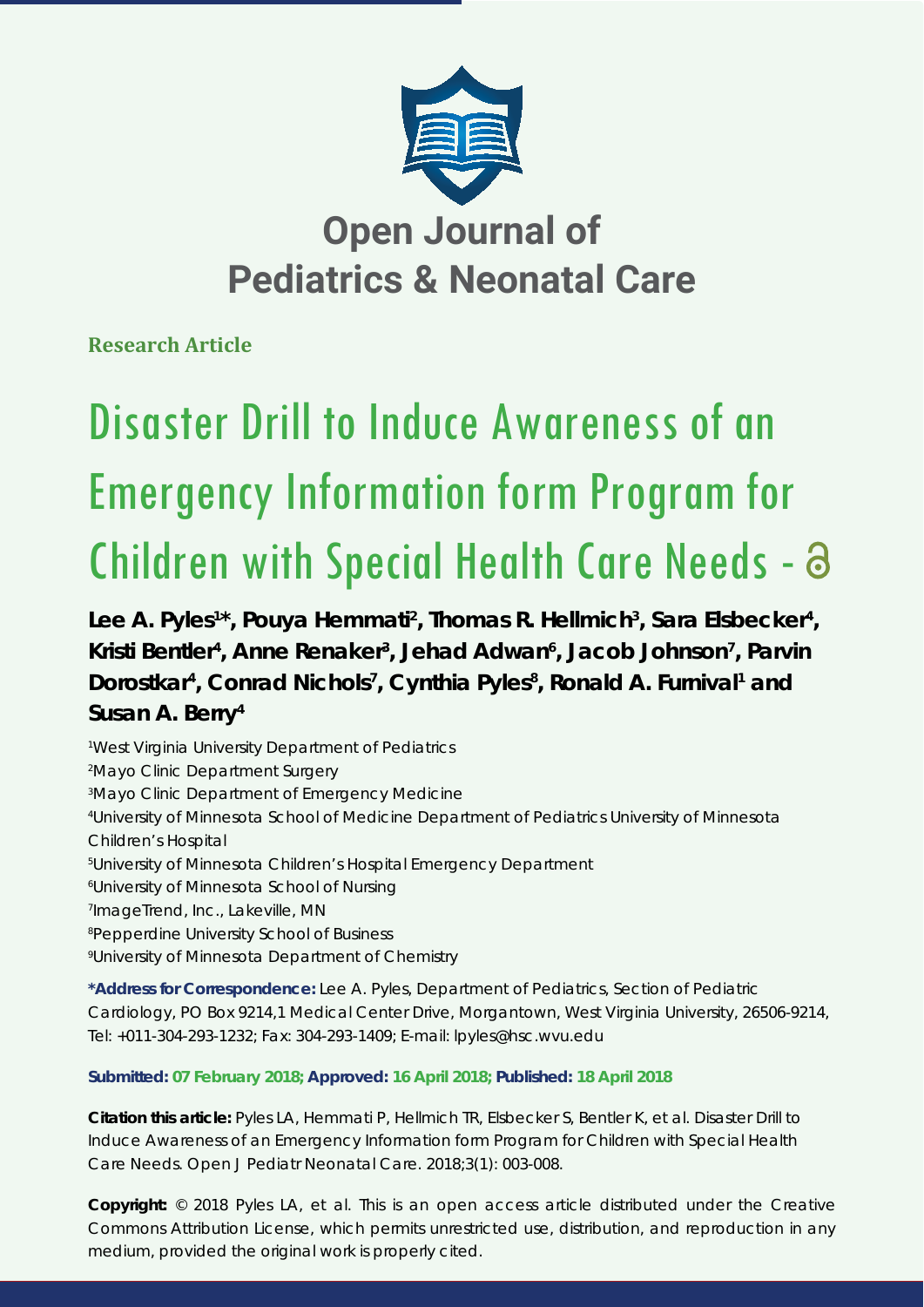# Open Journal of Pediatrics & Neonatal Care

**Research Article**

# Disaster Drill to Induce Awareness of an Emergency Information form Program for Children with Special Health Care Needs

**Lee A. Pyles[1]*, Pouya Hemmati[2], Thomas R. Hellmich[3], Sara Elsbecker[4], Kristi Bentler[4], Anne Renaker[3], Jehad Adwan[6], Jacob Johnson[7], Parvin Dorostkar[4], Conrad Nichols[7], Cynthia Pyles[8], Ronald A. Furnival[1] and Susan A. Berry[4]**

[1]West Virginia University Department of Pediatrics
[2]Mayo Clinic Department Surgery
[3]Mayo Clinic Department of Emergency Medicine
[4]University of Minnesota School of Medicine Department of Pediatrics University of Minnesota Children's Hospital
[5]University of Minnesota Children's Hospital Emergency Department
[6]University of Minnesota School of Nursing
[7]ImageTrend, Inc., Lakeville, MN
[8]Pepperdine University School of Business
[9]University of Minnesota Department of Chemistry

**\*Address for Correspondence:** Lee A. Pyles, Department of Pediatrics, Section of Pediatric Cardiology, PO Box 9214,1 Medical Center Drive, Morgantown, West Virginia University, 26506-9214, Tel: +011-304-293-1232; Fax: 304-293-1409; E-mail: lpyles@hsc.wvu.edu

**Submitted: 07 February 2018; Approved: 16 April 2018; Published: 18 April 2018**

**Citation this article:** Pyles LA, Hemmati P, Hellmich TR, Elsbecker S, Bentler K, et al. Disaster Drill to Induce Awareness of an Emergency Information form Program for Children with Special Health Care Needs. Open J Pediatr Neonatal Care. 2018;3(1): 003-008.

**Copyright:** © 2018 Pyles LA, et al. This is an open access article distributed under the Creative Commons Attribution License, which permits unrestricted use, distribution, and reproduction in any medium, provided the original work is properly cited.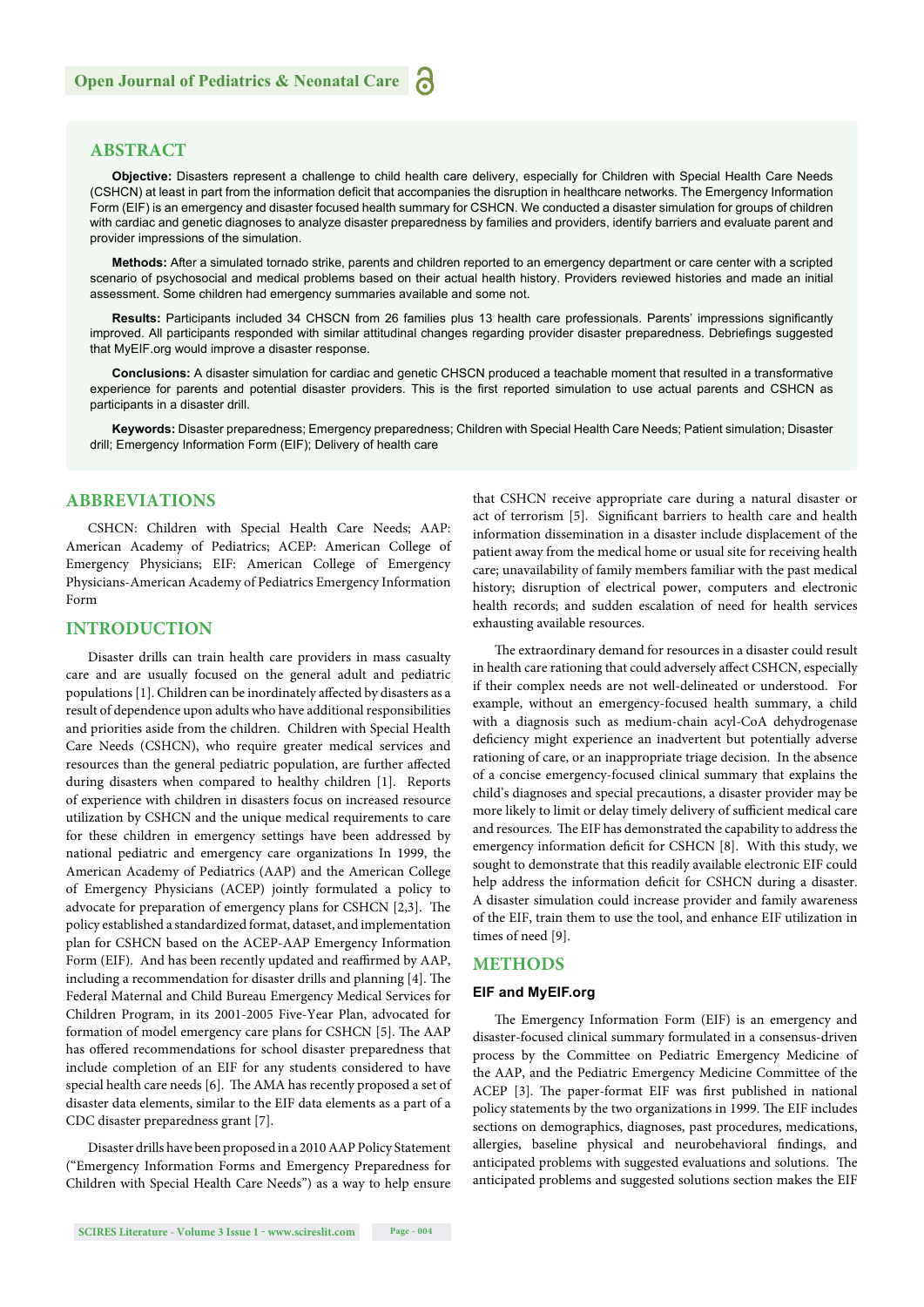## ABSTRACT

**Objective:** Disasters represent a challenge to child health care delivery, especially for Children with Special Health Care Needs (CSHCN) at least in part from the information deficit that accompanies the disruption in healthcare networks. The Emergency Information Form (EIF) is an emergency and disaster focused health summary for CSHCN. We conducted a disaster simulation for groups of children with cardiac and genetic diagnoses to analyze disaster preparedness by families and providers, identify barriers and evaluate parent and provider impressions of the simulation.

**Methods:** After a simulated tornado strike, parents and children reported to an emergency department or care center with a scripted scenario of psychosocial and medical problems based on their actual health history. Providers reviewed histories and made an initial assessment. Some children had emergency summaries available and some not.

**Results:** Participants included 34 CHSCN from 26 families plus 13 health care professionals. Parents' impressions significantly improved. All participants responded with similar attitudinal changes regarding provider disaster preparedness. Debriefings suggested that MyEIF.org would improve a disaster response.

**Conclusions:** A disaster simulation for cardiac and genetic CHSCN produced a teachable moment that resulted in a transformative experience for parents and potential disaster providers. This is the first reported simulation to use actual parents and CSHCN as participants in a disaster drill.

**Keywords:** Disaster preparedness; Emergency preparedness; Children with Special Health Care Needs; Patient simulation; Disaster drill; Emergency Information Form (EIF); Delivery of health care

## ABBREVIATIONS

CSHCN: Children with Special Health Care Needs; AAP: American Academy of Pediatrics; ACEP: American College of Emergency Physicians; EIF: American College of Emergency Physicians-American Academy of Pediatrics Emergency Information Form

## INTRODUCTION

Disaster drills can train health care providers in mass casualty care and are usually focused on the general adult and pediatric populations [1]. Children can be inordinately affected by disasters as a result of dependence upon adults who have additional responsibilities and priorities aside from the children. Children with Special Health Care Needs (CSHCN), who require greater medical services and resources than the general pediatric population, are further affected during disasters when compared to healthy children [1]. Reports of experience with children in disasters focus on increased resource utilization by CSHCN and the unique medical requirements to care for these children in emergency settings have been addressed by national pediatric and emergency care organizations In 1999, the American Academy of Pediatrics (AAP) and the American College of Emergency Physicians (ACEP) jointly formulated a policy to advocate for preparation of emergency plans for CSHCN [2,3]. The policy established a standardized format, dataset, and implementation plan for CSHCN based on the ACEP-AAP Emergency Information Form (EIF). And has been recently updated and reaffirmed by AAP, including a recommendation for disaster drills and planning [4]. The Federal Maternal and Child Bureau Emergency Medical Services for Children Program, in its 2001-2005 Five-Year Plan, advocated for formation of model emergency care plans for CSHCN [5]. The AAP has offered recommendations for school disaster preparedness that include completion of an EIF for any students considered to have special health care needs [6]. The AMA has recently proposed a set of disaster data elements, similar to the EIF data elements as a part of a CDC disaster preparedness grant [7].

Disaster drills have been proposed in a 2010 AAP Policy Statement ("Emergency Information Forms and Emergency Preparedness for Children with Special Health Care Needs") as a way to help ensure that CSHCN receive appropriate care during a natural disaster or act of terrorism [5]. Significant barriers to health care and health information dissemination in a disaster include displacement of the patient away from the medical home or usual site for receiving health care; unavailability of family members familiar with the past medical history; disruption of electrical power, computers and electronic health records; and sudden escalation of need for health services exhausting available resources.

The extraordinary demand for resources in a disaster could result in health care rationing that could adversely affect CSHCN, especially if their complex needs are not well-delineated or understood. For example, without an emergency-focused health summary, a child with a diagnosis such as medium-chain acyl-CoA dehydrogenase deficiency might experience an inadvertent but potentially adverse rationing of care, or an inappropriate triage decision. In the absence of a concise emergency-focused clinical summary that explains the child's diagnoses and special precautions, a disaster provider may be more likely to limit or delay timely delivery of sufficient medical care and resources. The EIF has demonstrated the capability to address the emergency information deficit for CSHCN [8]. With this study, we sought to demonstrate that this readily available electronic EIF could help address the information deficit for CSHCN during a disaster. A disaster simulation could increase provider and family awareness of the EIF, train them to use the tool, and enhance EIF utilization in times of need [9].

## METHODS

### EIF and MyEIF.org

The Emergency Information Form (EIF) is an emergency and disaster-focused clinical summary formulated in a consensus-driven process by the Committee on Pediatric Emergency Medicine of the AAP, and the Pediatric Emergency Medicine Committee of the ACEP [3]. The paper-format EIF was first published in national policy statements by the two organizations in 1999. The EIF includes sections on demographics, diagnoses, past procedures, medications, allergies, baseline physical and neurobehavioral findings, and anticipated problems with suggested evaluations and solutions. The anticipated problems and suggested solutions section makes the EIF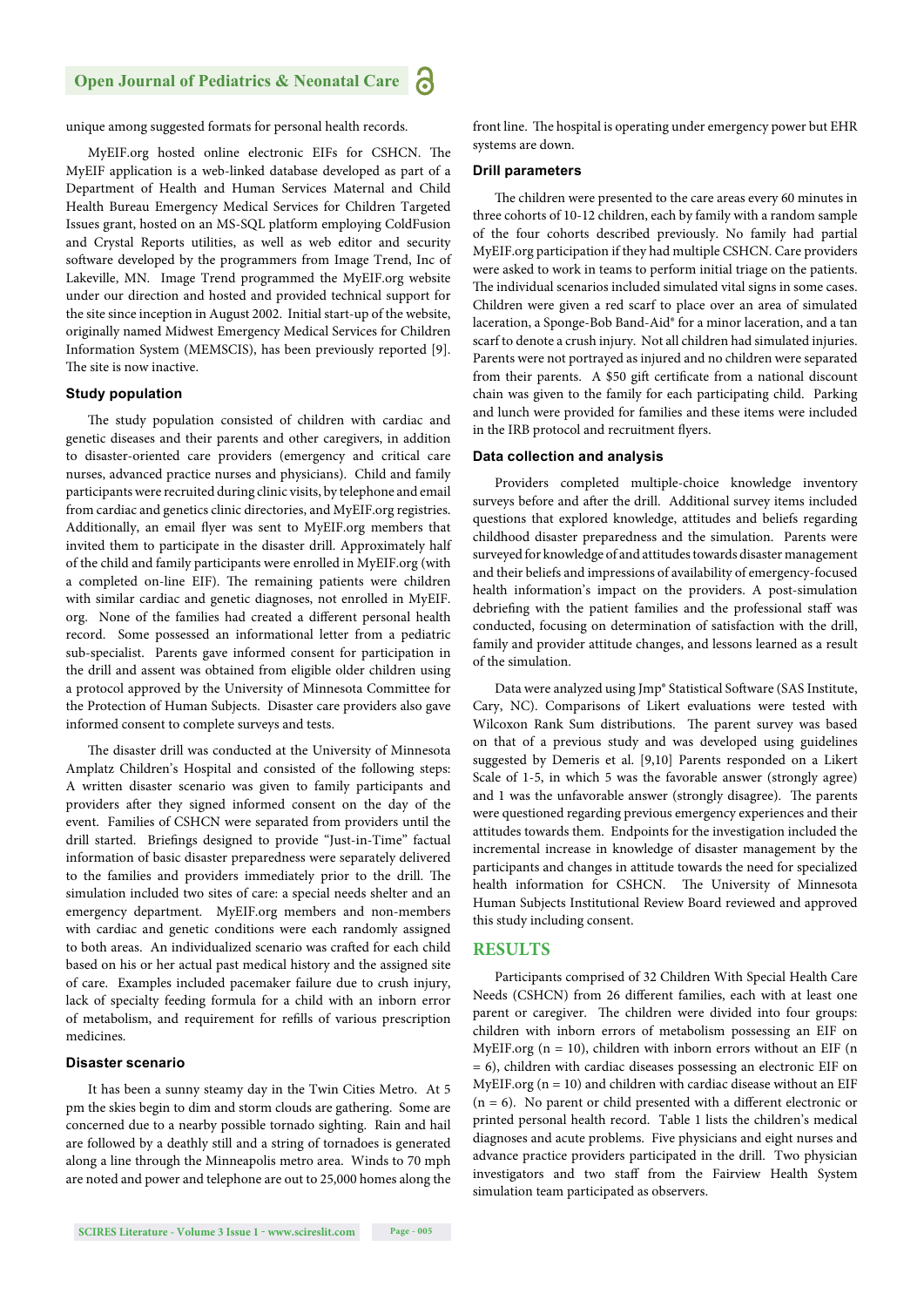unique among suggested formats for personal health records.

MyEIF.org hosted online electronic EIFs for CSHCN. The MyEIF application is a web-linked database developed as part of a Department of Health and Human Services Maternal and Child Health Bureau Emergency Medical Services for Children Targeted Issues grant, hosted on an MS-SQL platform employing ColdFusion and Crystal Reports utilities, as well as web editor and security software developed by the programmers from Image Trend, Inc of Lakeville, MN. Image Trend programmed the MyEIF.org website under our direction and hosted and provided technical support for the site since inception in August 2002. Initial start-up of the website, originally named Midwest Emergency Medical Services for Children Information System (MEMSCIS), has been previously reported [9]. The site is now inactive.

### Study population

The study population consisted of children with cardiac and genetic diseases and their parents and other caregivers, in addition to disaster-oriented care providers (emergency and critical care nurses, advanced practice nurses and physicians). Child and family participants were recruited during clinic visits, by telephone and email from cardiac and genetics clinic directories, and MyEIF.org registries. Additionally, an email flyer was sent to MyEIF.org members that invited them to participate in the disaster drill. Approximately half of the child and family participants were enrolled in MyEIF.org (with a completed on-line EIF). The remaining patients were children with similar cardiac and genetic diagnoses, not enrolled in MyEIF.org. None of the families had created a different personal health record. Some possessed an informational letter from a pediatric sub-specialist. Parents gave informed consent for participation in the drill and assent was obtained from eligible older children using a protocol approved by the University of Minnesota Committee for the Protection of Human Subjects. Disaster care providers also gave informed consent to complete surveys and tests.

The disaster drill was conducted at the University of Minnesota Amplatz Children's Hospital and consisted of the following steps: A written disaster scenario was given to family participants and providers after they signed informed consent on the day of the event. Families of CSHCN were separated from providers until the drill started. Briefings designed to provide "Just-in-Time" factual information of basic disaster preparedness were separately delivered to the families and providers immediately prior to the drill. The simulation included two sites of care: a special needs shelter and an emergency department. MyEIF.org members and non-members with cardiac and genetic conditions were each randomly assigned to both areas. An individualized scenario was crafted for each child based on his or her actual past medical history and the assigned site of care. Examples included pacemaker failure due to crush injury, lack of specialty feeding formula for a child with an inborn error of metabolism, and requirement for refills of various prescription medicines.

### Disaster scenario

It has been a sunny steamy day in the Twin Cities Metro. At 5 pm the skies begin to dim and storm clouds are gathering. Some are concerned due to a nearby possible tornado sighting. Rain and hail are followed by a deathly still and a string of tornadoes is generated along a line through the Minneapolis metro area. Winds to 70 mph are noted and power and telephone are out to 25,000 homes along the front line. The hospital is operating under emergency power but EHR systems are down.

### Drill parameters

The children were presented to the care areas every 60 minutes in three cohorts of 10-12 children, each by family with a random sample of the four cohorts described previously. No family had partial MyEIF.org participation if they had multiple CSHCN. Care providers were asked to work in teams to perform initial triage on the patients. The individual scenarios included simulated vital signs in some cases. Children were given a red scarf to place over an area of simulated laceration, a Sponge-Bob Band-Aid® for a minor laceration, and a tan scarf to denote a crush injury. Not all children had simulated injuries. Parents were not portrayed as injured and no children were separated from their parents. A $50 gift certificate from a national discount chain was given to the family for each participating child. Parking and lunch were provided for families and these items were included in the IRB protocol and recruitment flyers.

### Data collection and analysis

Providers completed multiple-choice knowledge inventory surveys before and after the drill. Additional survey items included questions that explored knowledge, attitudes and beliefs regarding childhood disaster preparedness and the simulation. Parents were surveyed for knowledge of and attitudes towards disaster management and their beliefs and impressions of availability of emergency-focused health information's impact on the providers. A post-simulation debriefing with the patient families and the professional staff was conducted, focusing on determination of satisfaction with the drill, family and provider attitude changes, and lessons learned as a result of the simulation.

Data were analyzed using Jmp® Statistical Software (SAS Institute, Cary, NC). Comparisons of Likert evaluations were tested with Wilcoxon Rank Sum distributions. The parent survey was based on that of a previous study and was developed using guidelines suggested by Demeris et al. [9,10] Parents responded on a Likert Scale of 1-5, in which 5 was the favorable answer (strongly agree) and 1 was the unfavorable answer (strongly disagree). The parents were questioned regarding previous emergency experiences and their attitudes towards them. Endpoints for the investigation included the incremental increase in knowledge of disaster management by the participants and changes in attitude towards the need for specialized health information for CSHCN. The University of Minnesota Human Subjects Institutional Review Board reviewed and approved this study including consent.

## RESULTS

Participants comprised of 32 Children With Special Health Care Needs (CSHCN) from 26 different families, each with at least one parent or caregiver. The children were divided into four groups: children with inborn errors of metabolism possessing an EIF on MyEIF.org (n = 10), children with inborn errors without an EIF (n = 6), children with cardiac diseases possessing an electronic EIF on MyEIF.org (n = 10) and children with cardiac disease without an EIF (n = 6). No parent or child presented with a different electronic or printed personal health record. Table 1 lists the children's medical diagnoses and acute problems. Five physicians and eight nurses and advance practice providers participated in the drill. Two physician investigators and two staff from the Fairview Health System simulation team participated as observers.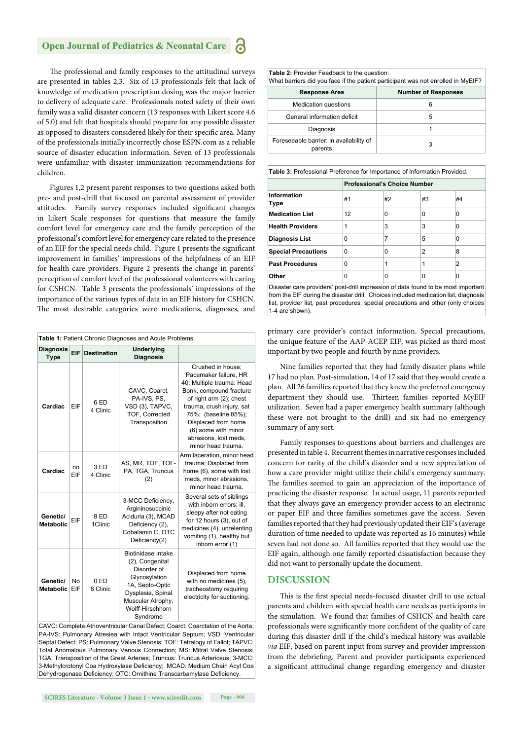The professional and family responses to the attitudinal surveys are presented in tables 2,3. Six of 13 professionals felt that lack of knowledge of medication prescription dosing was the major barrier to delivery of adequate care. Professionals noted safety of their own family was a valid disaster concern (13 responses with Likert score 4.6 of 5.0) and felt that hospitals should prepare for any possible disaster as opposed to disasters considered likely for their specific area. Many of the professionals initially incorrectly chose ESPN.com as a reliable source of disaster education information. Seven of 13 professionals were unfamiliar with disaster immunization recommendations for children.

Figures 1,2 present parent responses to two questions asked both pre- and post-drill that focused on parental assessment of provider attitudes. Family survey responses included significant changes in Likert Scale responses for questions that measure the family comfort level for emergency care and the family perception of the professional's comfort level for emergency care related to the presence of an EIF for the special needs child. Figure 1 presents the significant improvement in families' impressions of the helpfulness of an EIF for health care providers. Figure 2 presents the change in parents' perception of comfort level of the professional volunteers with caring for CSHCN. Table 3 presents the professionals' impressions of the importance of the various types of data in an EIF history for CSHCN. The most desirable categories were medications, diagnoses, and primary care provider's contact information. Special precautions, the unique feature of the AAP-ACEP EIF, was picked as third most important by two people and fourth by nine providers.

**Table 1:** Patient Chronic Diagnoses and Acute Problems.

| Diagnosis Type | EIF | Destination | Underlying Diagnosis | |
|---|---|---|---|---|
| Cardiac | EIF | 6 ED<br>4 Clinic | CAVC, Coarct, PA-IVS, PS, VSD (3), TAPVC, TOF, Corrected Transposition | Crushed in house; Pacemaker failure, HR 40; Multiple trauma: Head Bonk, compound fracture of right arm (2); chest trauma, crush injury, sat 75%; (baseline 85%); Displaced from home (6) some with minor abrasions, lost meds, minor head trauma. |
| Cardiac | no EIF | 3 ED<br>4 Clinic | AS, MR, TOF, TOF-PA, TGA, Truncus (2) | Arm laceration, minor head trauma; Displaced from home (6), some with lost meds, minor abrasions, minor head trauma. |
| Genetic/ Metabolic | EIF | 8 ED<br>1Clinic | 3-MCC Deficiency, Argininosuccinic Aciduria (3), MCAD Deficiency (2), Cobalamin C, OTC Deficiency(2) | Several sets of siblings with inborn errors; ill, sleepy after not eating for 12 hours (3), out of medicines (4), unrelenting vomiting (1), healthy but inborn error (1) |
| Genetic/ Metabolic | No EIF | 0 ED<br>6 Clinic | Biotinidase Intake (2), Congenital Disorder of Glycosylation 1A, Septo-Optic Dysplasia, Spinal Muscular Atrophy, Wolff-Hirschhorn Syndrome | Displaced from home with no medicines (5), tracheostomy requiring electricity for suctioning. |

CAVC: Complete Atrioventricular Canal Defect; Coarct: Coarctation of the Aorta; PA-IVS: Pulmonary Atresiea with Intact Ventricular Septum; VSD: Ventricular Septal Defect; PS: Pulmonary Valve Stenosis; TOF: Tetralogy of Fallot; TAPVC: Total Anomalous Pulmonary Venous Connection; MS: Mitral Valve Stenosis; TGA: Transposition of the Great Arteries; Truncus: Truncus Arteriosus; 3-MCC: 3-Methylcrotonyl Coa Hydroxylase Deficiency; MCAD: Medium Chain Acyl Coa Dehydrogenase Deficiency; OTC: Ornithine Transcarbamylase Deficiency.

**Table 2:** Provider Feedback to the question: What barriers did you face if the patient participant was not enrolled in MyEIF?

| Response Area | Number of Responses |
|---|---|
| Medication questions | 6 |
| General information deficit | 5 |
| Diagnosis | 1 |
| Foreseeable barrier: in availability of parents | 3 |

**Table 3:** Professional Preference for Importance of Information Provided.

| Information Type | Professional's Choice Number | | | |
|---|---|---|---|---|
| | #1 | #2 | #3 | #4 |
| **Medication List** | 12 | 0 | 0 | 0 |
| **Health Providers** | 1 | 3 | 3 | 0 |
| **Diagnosis List** | 0 | 7 | 5 | 0 |
| **Special Precautions** | 0 | 0 | 2 | 8 |
| **Past Procedures** | 0 | 1 | 1 | 2 |
| **Other** | 0 | 0 | 0 | 0 |

Disaster care providers' post-drill impression of data found to be most important from the EIF during the disaster drill. Choices included medication list, diagnosis list, provider list, past procedures, special precautions and other (only choices 1-4 are shown).

Nine families reported that they had family disaster plans while 17 had no plan. Post-simulation, 14 of 17 said that they would create a plan. All 26 families reported that they knew the preferred emergency department they should use. Thirteen families reported MyEIF utilization. Seven had a paper emergency health summary (although these were not brought to the drill) and six had no emergency summary of any sort.

Family responses to questions about barriers and challenges are presented in table 4. Recurrent themes in narrative responses included concern for rarity of the child's disorder and a new appreciation of how a care provider might utilize their child's emergency summary. The families seemed to gain an appreciation of the importance of practicing the disaster response. In actual usage, 11 parents reported that they always gave an emergency provider access to an electronic or paper EIF and three families sometimes gave the access. Seven families reported that they had previously updated their EIF's (average duration of time needed to update was reported as 16 minutes) while seven had not done so. All families reported that they would use the EIF again, although one family reported dissatisfaction because they did not want to personally update the document.

## DISCUSSION

This is the first special needs-focused disaster drill to use actual parents and children with special health care needs as participants in the simulation. We found that families of CSHCN and health care professionals were significantly more confident of the quality of care during this disaster drill if the child's medical history was available *via* EIF, based on parent input from survey and provider impression from the debriefing. Parent and provider participants experienced a significant attitudinal change regarding emergency and disaster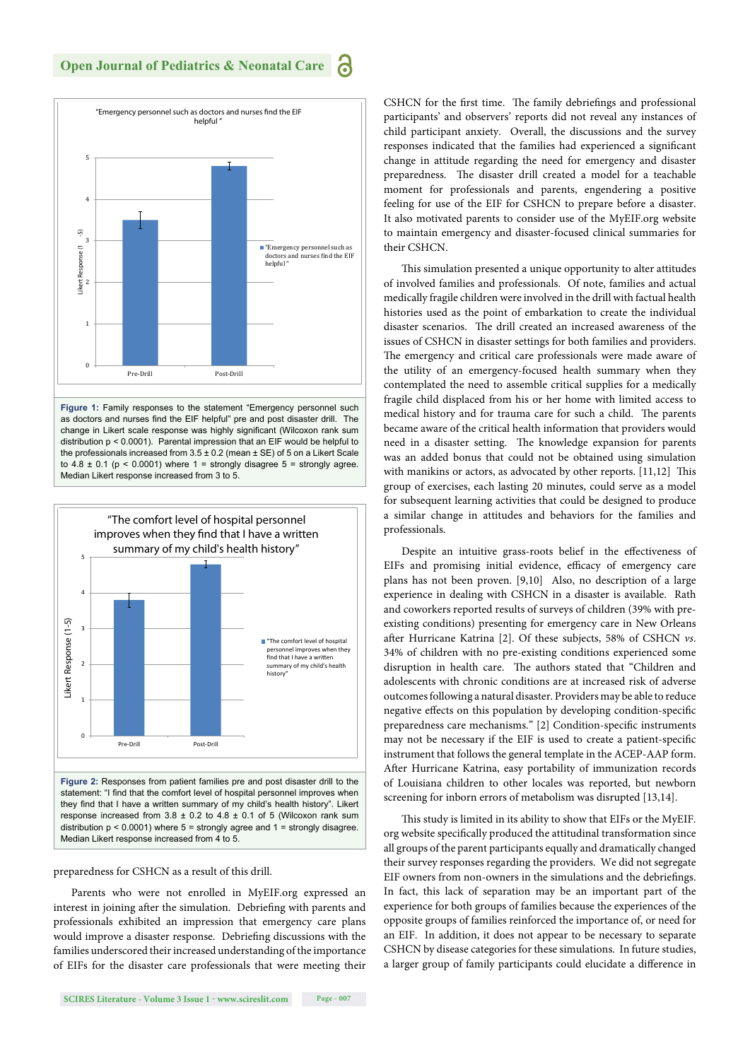**Figure 1:** Family responses to the statement "Emergency personnel such as doctors and nurses find the EIF helpful" pre and post disaster drill. The change in Likert scale response was highly significant (Wilcoxon rank sum distribution p < 0.0001). Parental impression that an EIF would be helpful to the professionals increased from 3.5 ± 0.2 (mean ± SE) of 5 on a Likert Scale to 4.8 ± 0.1 (p < 0.0001) where 1 = strongly disagree 5 = strongly agree. Median Likert response increased from 3 to 5.

**Figure 2:** Responses from patient families pre and post disaster drill to the statement: "I find that the comfort level of hospital personnel improves when they find that I have a written summary of my child's health history". Likert response increased from 3.8 ± 0.2 to 4.8 ± 0.1 of 5 (Wilcoxon rank sum distribution p < 0.0001) where 5 = strongly agree and 1 = strongly disagree. Median Likert response increased from 4 to 5.

preparedness for CSHCN as a result of this drill.

Parents who were not enrolled in MyEIF.org expressed an interest in joining after the simulation. Debriefing with parents and professionals exhibited an impression that emergency care plans would improve a disaster response. Debriefing discussions with the families underscored their increased understanding of the importance of EIFs for the disaster care professionals that were meeting their CSHCN for the first time. The family debriefings and professional participants' and observers' reports did not reveal any instances of child participant anxiety. Overall, the discussions and the survey responses indicated that the families had experienced a significant change in attitude regarding the need for emergency and disaster preparedness. The disaster drill created a model for a teachable moment for professionals and parents, engendering a positive feeling for use of the EIF for CSHCN to prepare before a disaster. It also motivated parents to consider use of the MyEIF.org website to maintain emergency and disaster-focused clinical summaries for their CSHCN.

This simulation presented a unique opportunity to alter attitudes of involved families and professionals. Of note, families and actual medically fragile children were involved in the drill with factual health histories used as the point of embarkation to create the individual disaster scenarios. The drill created an increased awareness of the issues of CSHCN in disaster settings for both families and providers. The emergency and critical care professionals were made aware of the utility of an emergency-focused health summary when they contemplated the need to assemble critical supplies for a medically fragile child displaced from his or her home with limited access to medical history and for trauma care for such a child. The parents became aware of the critical health information that providers would need in a disaster setting. The knowledge expansion for parents was an added bonus that could not be obtained using simulation with manikins or actors, as advocated by other reports. [11,12] This group of exercises, each lasting 20 minutes, could serve as a model for subsequent learning activities that could be designed to produce a similar change in attitudes and behaviors for the families and professionals.

Despite an intuitive grass-roots belief in the effectiveness of EIFs and promising initial evidence, efficacy of emergency care plans has not been proven. [9,10] Also, no description of a large experience in dealing with CSHCN in a disaster is available. Rath and coworkers reported results of surveys of children (39% with pre-existing conditions) presenting for emergency care in New Orleans after Hurricane Katrina [2]. Of these subjects, 58% of CSHCN *vs.* 34% of children with no pre-existing conditions experienced some disruption in health care. The authors stated that "Children and adolescents with chronic conditions are at increased risk of adverse outcomes following a natural disaster. Providers may be able to reduce negative effects on this population by developing condition-specific preparedness care mechanisms." [2] Condition-specific instruments may not be necessary if the EIF is used to create a patient-specific instrument that follows the general template in the ACEP-AAP form. After Hurricane Katrina, easy portability of immunization records of Louisiana children to other locales was reported, but newborn screening for inborn errors of metabolism was disrupted [13,14].

This study is limited in its ability to show that EIFs or the MyEIF.org website specifically produced the attitudinal transformation since all groups of the parent participants equally and dramatically changed their survey responses regarding the providers. We did not segregate EIF owners from non-owners in the simulations and the debriefings. In fact, this lack of separation may be an important part of the experience for both groups of families because the experiences of the opposite groups of families reinforced the importance of, or need for an EIF. In addition, it does not appear to be necessary to separate CSHCN by disease categories for these simulations. In future studies, a larger group of family participants could elucidate a difference in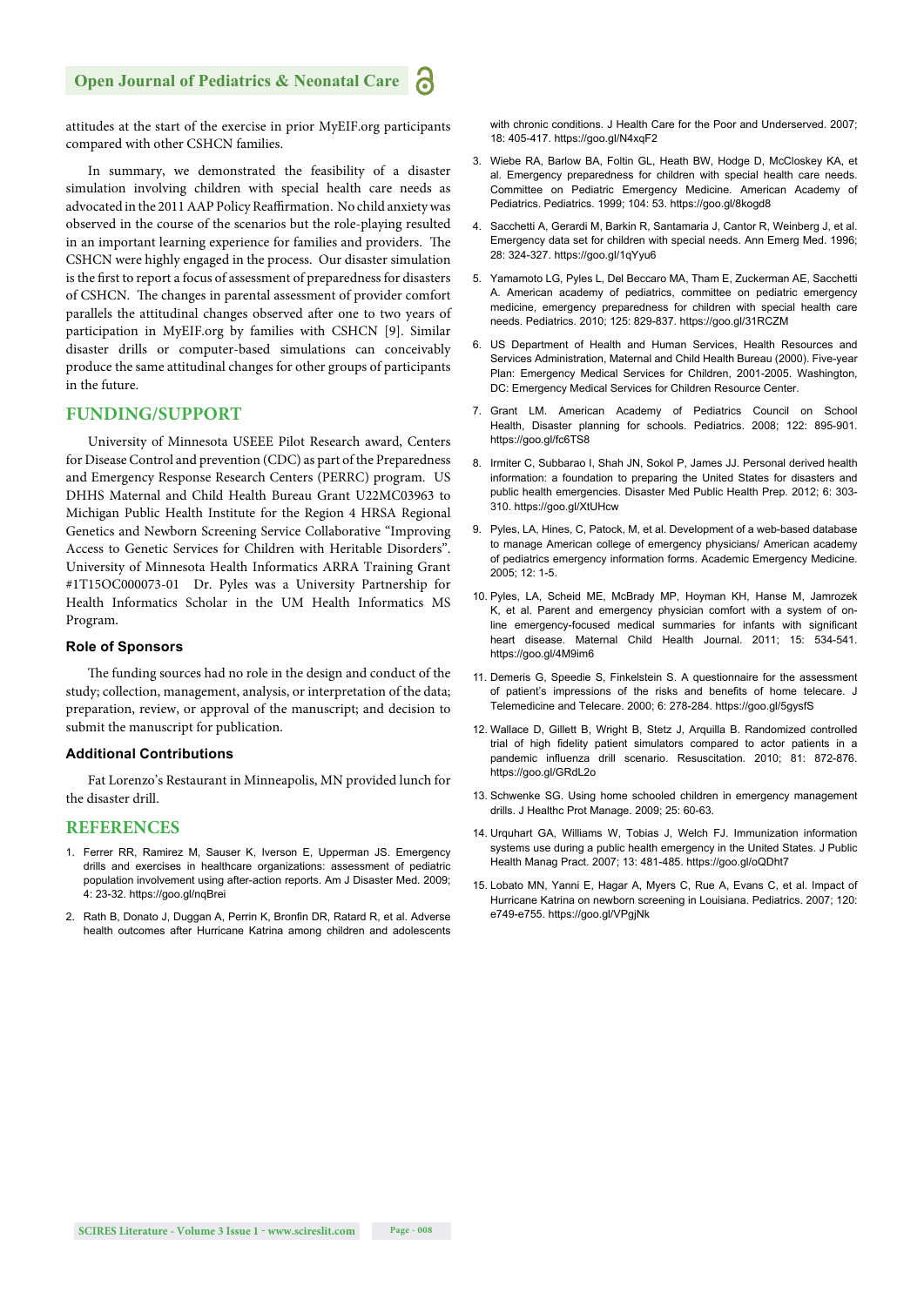attitudes at the start of the exercise in prior MyEIF.org participants compared with other CSHCN families.

In summary, we demonstrated the feasibility of a disaster simulation involving children with special health care needs as advocated in the 2011 AAP Policy Reaffirmation. No child anxiety was observed in the course of the scenarios but the role-playing resulted in an important learning experience for families and providers. The CSHCN were highly engaged in the process. Our disaster simulation is the first to report a focus of assessment of preparedness for disasters of CSHCN. The changes in parental assessment of provider comfort parallels the attitudinal changes observed after one to two years of participation in MyEIF.org by families with CSHCN [9]. Similar disaster drills or computer-based simulations can conceivably produce the same attitudinal changes for other groups of participants in the future.

## FUNDING/SUPPORT

University of Minnesota USEEE Pilot Research award, Centers for Disease Control and prevention (CDC) as part of the Preparedness and Emergency Response Research Centers (PERRC) program. US DHHS Maternal and Child Health Bureau Grant U22MC03963 to Michigan Public Health Institute for the Region 4 HRSA Regional Genetics and Newborn Screening Service Collaborative "Improving Access to Genetic Services for Children with Heritable Disorders". University of Minnesota Health Informatics ARRA Training Grant #1T15OC000073-01 Dr. Pyles was a University Partnership for Health Informatics Scholar in the UM Health Informatics MS Program.

### Role of Sponsors

The funding sources had no role in the design and conduct of the study; collection, management, analysis, or interpretation of the data; preparation, review, or approval of the manuscript; and decision to submit the manuscript for publication.

### Additional Contributions

Fat Lorenzo's Restaurant in Minneapolis, MN provided lunch for the disaster drill.

## REFERENCES

1. Ferrer RR, Ramirez M, Sauser K, Iverson E, Upperman JS. Emergency drills and exercises in healthcare organizations: assessment of pediatric population involvement using after-action reports. Am J Disaster Med. 2009; 4: 23-32. https://goo.gl/nqBrei
2. Rath B, Donato J, Duggan A, Perrin K, Bronfin DR, Ratard R, et al. Adverse health outcomes after Hurricane Katrina among children and adolescents with chronic conditions. J Health Care for the Poor and Underserved. 2007; 18: 405-417. https://goo.gl/N4xqF2
3. Wiebe RA, Barlow BA, Foltin GL, Heath BW, Hodge D, McCloskey KA, et al. Emergency preparedness for children with special health care needs. Committee on Pediatric Emergency Medicine. American Academy of Pediatrics. Pediatrics. 1999; 104: 53. https://goo.gl/8kogd8
4. Sacchetti A, Gerardi M, Barkin R, Santamaria J, Cantor R, Weinberg J, et al. Emergency data set for children with special needs. Ann Emerg Med. 1996; 28: 324-327. https://goo.gl/1qYyu6
5. Yamamoto LG, Pyles L, Del Beccaro MA, Tham E, Zuckerman AE, Sacchetti A. American academy of pediatrics, committee on pediatric emergency medicine, emergency preparedness for children with special health care needs. Pediatrics. 2010; 125: 829-837. https://goo.gl/31RCZM
6. US Department of Health and Human Services, Health Resources and Services Administration, Maternal and Child Health Bureau (2000). Five-year Plan: Emergency Medical Services for Children, 2001-2005. Washington, DC: Emergency Medical Services for Children Resource Center.
7. Grant LM. American Academy of Pediatrics Council on School Health, Disaster planning for schools. Pediatrics. 2008; 122: 895-901. https://goo.gl/fc6TS8
8. Irmiter C, Subbarao I, Shah JN, Sokol P, James JJ. Personal derived health information: a foundation to preparing the United States for disasters and public health emergencies. Disaster Med Public Health Prep. 2012; 6: 303-310. https://goo.gl/XtUHcw
9. Pyles, LA, Hines, C, Patock, M, et al. Development of a web-based database to manage American college of emergency physicians/ American academy of pediatrics emergency information forms. Academic Emergency Medicine. 2005; 12: 1-5.
10. Pyles, LA, Scheid ME, McBrady MP, Hoyman KH, Hanse M, Jamrozek K, et al. Parent and emergency physician comfort with a system of on-line emergency-focused medical summaries for infants with significant heart disease. Maternal Child Health Journal. 2011; 15: 534-541. https://goo.gl/4M9im6
11. Demeris G, Speedie S, Finkelstein S. A questionnaire for the assessment of patient's impressions of the risks and benefits of home telecare. J Telemedicine and Telecare. 2000; 6: 278-284. https://goo.gl/5gysfS
12. Wallace D, Gillett B, Wright B, Stetz J, Arquilla B. Randomized controlled trial of high fidelity patient simulators compared to actor patients in a pandemic influenza drill scenario. Resuscitation. 2010; 81: 872-876. https://goo.gl/GRdL2o
13. Schwenke SG. Using home schooled children in emergency management drills. J Healthc Prot Manage. 2009; 25: 60-63.
14. Urquhart GA, Williams W, Tobias J, Welch FJ. Immunization information systems use during a public health emergency in the United States. J Public Health Manag Pract. 2007; 13: 481-485. https://goo.gl/oQDht7
15. Lobato MN, Yanni E, Hagar A, Myers C, Rue A, Evans C, et al. Impact of Hurricane Katrina on newborn screening in Louisiana. Pediatrics. 2007; 120: e749-e755. https://goo.gl/VPgjNk